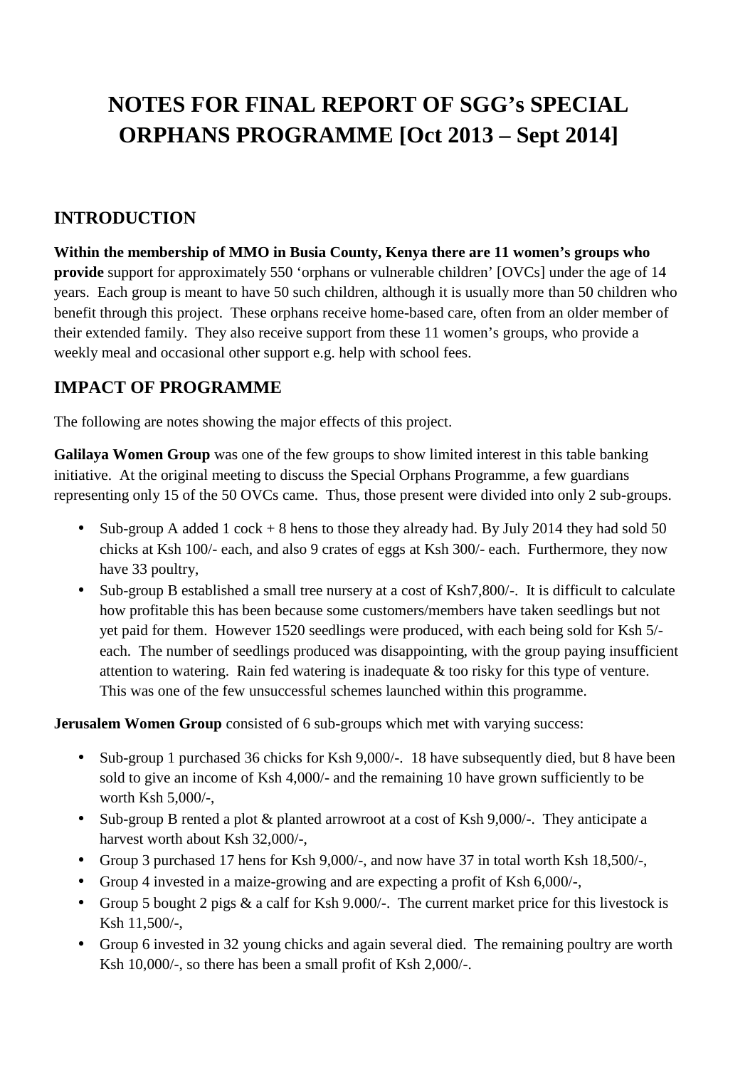# NOTES FOR FINAL REPORT OF SGG's SPECIAL ORPHANS PROGRAMME [Oct 2013 – Sept 2014]

## INTRODUCTION

**Within the membership of MMO in Busia County, Kenya there are 11 women's groups who provide** support for approximately 550 'orphans or vulnerable children' [OVCs] under the age of 14 years. Each group is meant to have 50 such children, although it is usually more than 50 children who benefit through this project. These orphans receive home-based care, often from an older member of their extended family. They also receive support from these 11 women's groups, who provide a weekly meal and occasional other support e.g. help with school fees.

## IMPACT OF PROGRAMME

The following are notes showing the major effects of this project.

**Galilaya Women Group** was one of the few groups to show limited interest in this table banking initiative. At the original meeting to discuss the Special Orphans Programme, a few guardians representing only 15 of the 50 OVCs came. Thus, those present were divided into only 2 sub-groups.

- Sub-group A added 1 cock + 8 hens to those they already had. By July 2014 they had sold 50 chicks at Ksh 100/- each, and also 9 crates of eggs at Ksh 300/- each. Furthermore, they now have 33 poultry,
- Sub-group B established a small tree nursery at a cost of Ksh7,800/-. It is difficult to calculate how profitable this has been because some customers/members have taken seedlings but not yet paid for them. However 1520 seedlings were produced, with each being sold for Ksh 5/- each. The number of seedlings produced was disappointing, with the group paying insufficient attention to watering. Rain fed watering is inadequate & too risky for this type of venture. This was one of the few unsuccessful schemes launched within this programme.

**Jerusalem Women Group** consisted of 6 sub-groups which met with varying success:

- Sub-group 1 purchased 36 chicks for Ksh 9,000/-. 18 have subsequently died, but 8 have been sold to give an income of Ksh 4,000/- and the remaining 10 have grown sufficiently to be worth Ksh 5,000/-,
- Sub-group B rented a plot & planted arrowroot at a cost of Ksh 9,000/-. They anticipate a harvest worth about Ksh 32,000/-,
- Group 3 purchased 17 hens for Ksh 9,000/-, and now have 37 in total worth Ksh 18,500/-,
- Group 4 invested in a maize-growing and are expecting a profit of Ksh 6,000/-,
- Group 5 bought 2 pigs & a calf for Ksh 9.000/-. The current market price for this livestock is Ksh 11,500/-,
- Group 6 invested in 32 young chicks and again several died. The remaining poultry are worth Ksh 10,000/-, so there has been a small profit of Ksh 2,000/-.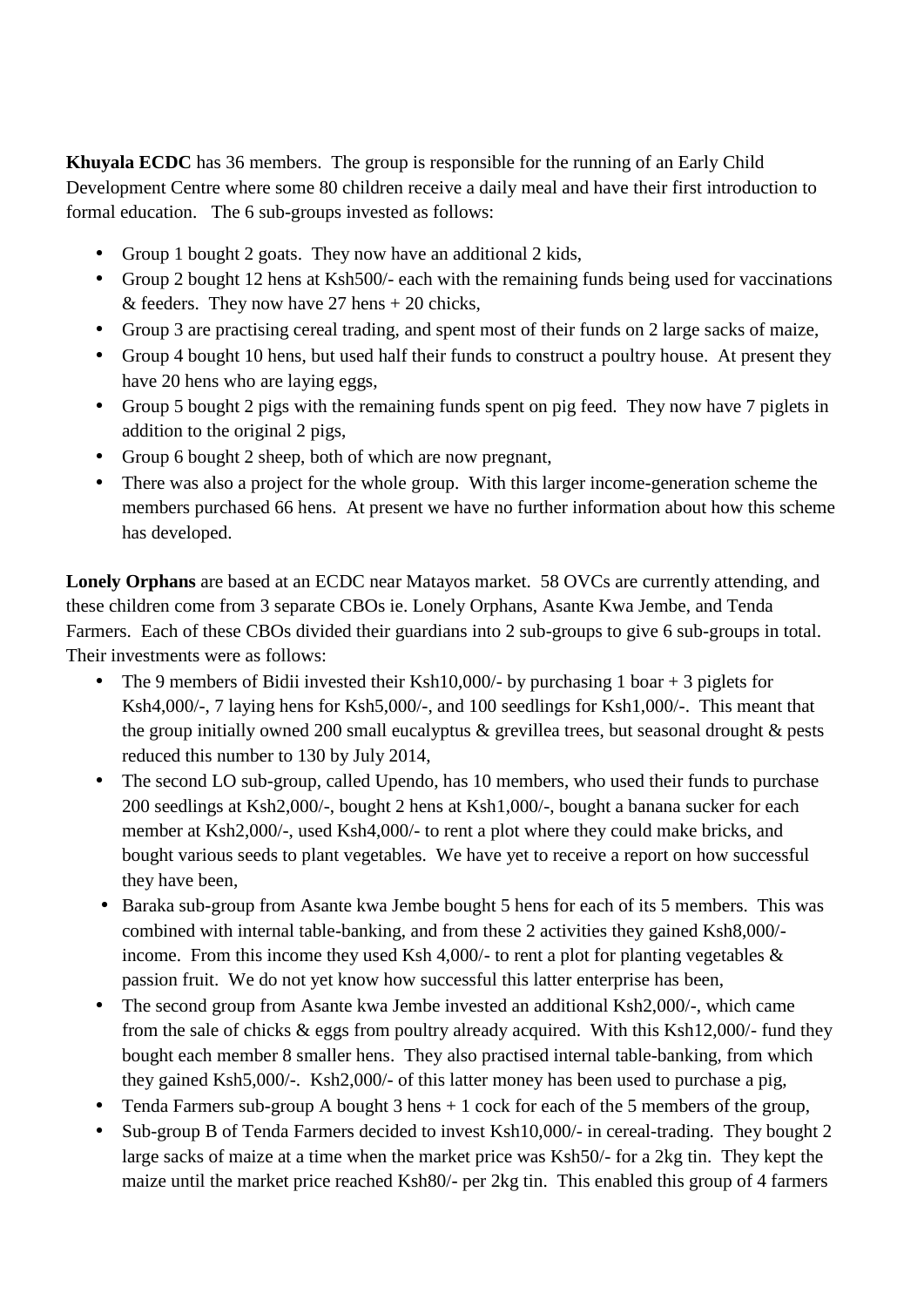**Khuyala ECDC** has 36 members. The group is responsible for the running of an Early Child Development Centre where some 80 children receive a daily meal and have their first introduction to formal education. The 6 sub-groups invested as follows:

- Group 1 bought 2 goats. They now have an additional 2 kids,
- Group 2 bought 12 hens at Ksh500/- each with the remaining funds being used for vaccinations & feeders. They now have 27 hens + 20 chicks,
- Group 3 are practising cereal trading, and spent most of their funds on 2 large sacks of maize,
- Group 4 bought 10 hens, but used half their funds to construct a poultry house. At present they have 20 hens who are laying eggs,
- Group 5 bought 2 pigs with the remaining funds spent on pig feed. They now have 7 piglets in addition to the original 2 pigs,
- Group 6 bought 2 sheep, both of which are now pregnant,
- There was also a project for the whole group. With this larger income-generation scheme the members purchased 66 hens. At present we have no further information about how this scheme has developed.

**Lonely Orphans** are based at an ECDC near Matayos market. 58 OVCs are currently attending, and these children come from 3 separate CBOs ie. Lonely Orphans, Asante Kwa Jembe, and Tenda Farmers. Each of these CBOs divided their guardians into 2 sub-groups to give 6 sub-groups in total. Their investments were as follows:

- The 9 members of Bidii invested their Ksh10,000/- by purchasing 1 boar + 3 piglets for Ksh4,000/-, 7 laying hens for Ksh5,000/-, and 100 seedlings for Ksh1,000/-. This meant that the group initially owned 200 small eucalyptus & grevillea trees, but seasonal drought & pests reduced this number to 130 by July 2014,
- The second LO sub-group, called Upendo, has 10 members, who used their funds to purchase 200 seedlings at Ksh2,000/-, bought 2 hens at Ksh1,000/-, bought a banana sucker for each member at Ksh2,000/-, used Ksh4,000/- to rent a plot where they could make bricks, and bought various seeds to plant vegetables. We have yet to receive a report on how successful they have been,
- Baraka sub-group from Asante kwa Jembe bought 5 hens for each of its 5 members. This was combined with internal table-banking, and from these 2 activities they gained Ksh8,000/- income. From this income they used Ksh 4,000/- to rent a plot for planting vegetables & passion fruit. We do not yet know how successful this latter enterprise has been,
- The second group from Asante kwa Jembe invested an additional Ksh2,000/-, which came from the sale of chicks & eggs from poultry already acquired. With this Ksh12,000/- fund they bought each member 8 smaller hens. They also practised internal table-banking, from which they gained Ksh5,000/-. Ksh2,000/- of this latter money has been used to purchase a pig,
- Tenda Farmers sub-group A bought 3 hens + 1 cock for each of the 5 members of the group,
- Sub-group B of Tenda Farmers decided to invest Ksh10,000/- in cereal-trading. They bought 2 large sacks of maize at a time when the market price was Ksh50/- for a 2kg tin. They kept the maize until the market price reached Ksh80/- per 2kg tin. This enabled this group of 4 farmers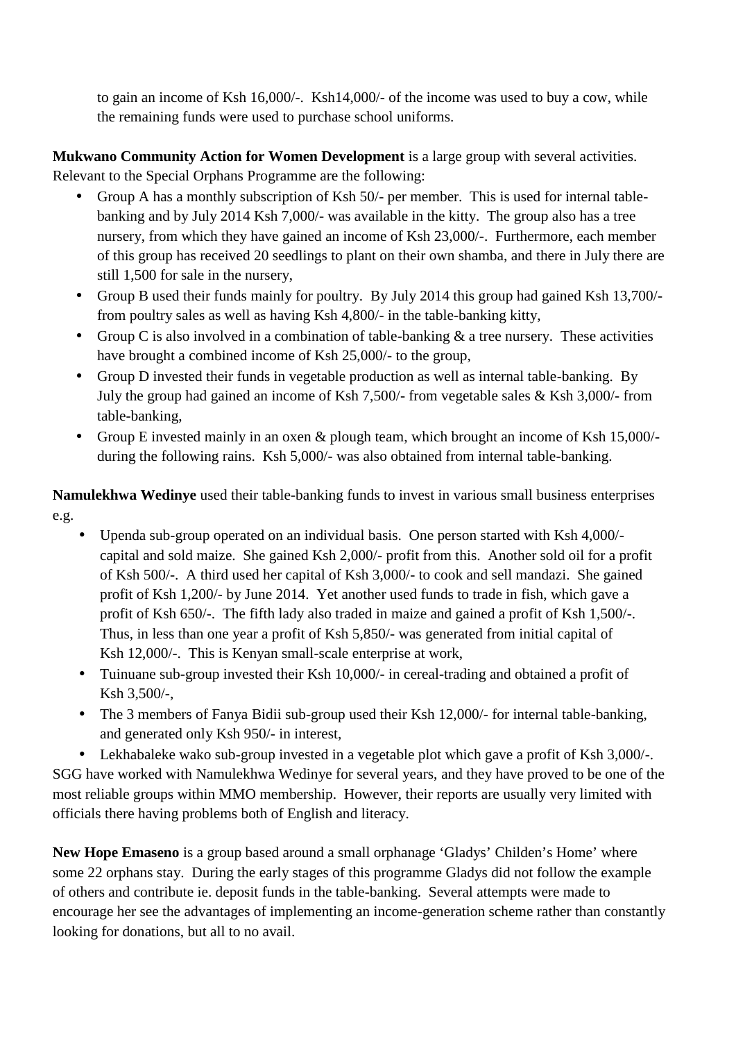to gain an income of Ksh 16,000/-. Ksh14,000/- of the income was used to buy a cow, while the remaining funds were used to purchase school uniforms.

**Mukwano Community Action for Women Development** is a large group with several activities. Relevant to the Special Orphans Programme are the following:

- Group A has a monthly subscription of Ksh 50/- per member. This is used for internal table-banking and by July 2014 Ksh 7,000/- was available in the kitty. The group also has a tree nursery, from which they have gained an income of Ksh 23,000/-. Furthermore, each member of this group has received 20 seedlings to plant on their own shamba, and there in July there are still 1,500 for sale in the nursery,
- Group B used their funds mainly for poultry. By July 2014 this group had gained Ksh 13,700/- from poultry sales as well as having Ksh 4,800/- in the table-banking kitty,
- Group C is also involved in a combination of table-banking & a tree nursery. These activities have brought a combined income of Ksh 25,000/- to the group,
- Group D invested their funds in vegetable production as well as internal table-banking. By July the group had gained an income of Ksh 7,500/- from vegetable sales & Ksh 3,000/- from table-banking,
- Group E invested mainly in an oxen & plough team, which brought an income of Ksh 15,000/- during the following rains. Ksh 5,000/- was also obtained from internal table-banking.

**Namulekhwa Wedinye** used their table-banking funds to invest in various small business enterprises e.g.

- Upenda sub-group operated on an individual basis. One person started with Ksh 4,000/- capital and sold maize. She gained Ksh 2,000/- profit from this. Another sold oil for a profit of Ksh 500/-. A third used her capital of Ksh 3,000/- to cook and sell mandazi. She gained profit of Ksh 1,200/- by June 2014. Yet another used funds to trade in fish, which gave a profit of Ksh 650/-. The fifth lady also traded in maize and gained a profit of Ksh 1,500/-. Thus, in less than one year a profit of Ksh 5,850/- was generated from initial capital of Ksh 12,000/-. This is Kenyan small-scale enterprise at work,
- Tuinuane sub-group invested their Ksh 10,000/- in cereal-trading and obtained a profit of Ksh 3,500/-,
- The 3 members of Fanya Bidii sub-group used their Ksh 12,000/- for internal table-banking, and generated only Ksh 950/- in interest,
- Lekhabaleke wako sub-group invested in a vegetable plot which gave a profit of Ksh 3,000/-.

SGG have worked with Namulekhwa Wedinye for several years, and they have proved to be one of the most reliable groups within MMO membership. However, their reports are usually very limited with officials there having problems both of English and literacy.

**New Hope Emaseno** is a group based around a small orphanage 'Gladys' Childen's Home' where some 22 orphans stay. During the early stages of this programme Gladys did not follow the example of others and contribute ie. deposit funds in the table-banking. Several attempts were made to encourage her see the advantages of implementing an income-generation scheme rather than constantly looking for donations, but all to no avail.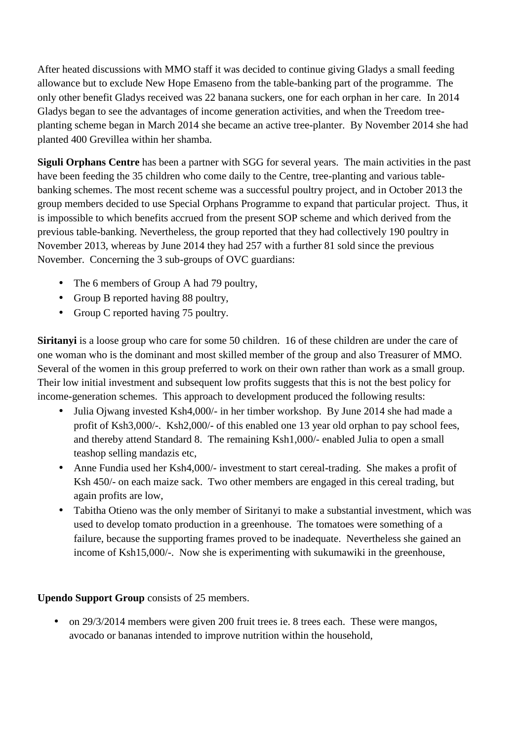After heated discussions with MMO staff it was decided to continue giving Gladys a small feeding allowance but to exclude New Hope Emaseno from the table-banking part of the programme. The only other benefit Gladys received was 22 banana suckers, one for each orphan in her care. In 2014 Gladys began to see the advantages of income generation activities, and when the Treedom tree-planting scheme began in March 2014 she became an active tree-planter. By November 2014 she had planted 400 Grevillea within her shamba.

**Siguli Orphans Centre** has been a partner with SGG for several years. The main activities in the past have been feeding the 35 children who come daily to the Centre, tree-planting and various table-banking schemes. The most recent scheme was a successful poultry project, and in October 2013 the group members decided to use Special Orphans Programme to expand that particular project. Thus, it is impossible to which benefits accrued from the present SOP scheme and which derived from the previous table-banking. Nevertheless, the group reported that they had collectively 190 poultry in November 2013, whereas by June 2014 they had 257 with a further 81 sold since the previous November. Concerning the 3 sub-groups of OVC guardians:

- The 6 members of Group A had 79 poultry,
- Group B reported having 88 poultry,
- Group C reported having 75 poultry.

**Siritanyi** is a loose group who care for some 50 children. 16 of these children are under the care of one woman who is the dominant and most skilled member of the group and also Treasurer of MMO. Several of the women in this group preferred to work on their own rather than work as a small group. Their low initial investment and subsequent low profits suggests that this is not the best policy for income-generation schemes. This approach to development produced the following results:

- Julia Ojwang invested Ksh4,000/- in her timber workshop. By June 2014 she had made a profit of Ksh3,000/-. Ksh2,000/- of this enabled one 13 year old orphan to pay school fees, and thereby attend Standard 8. The remaining Ksh1,000/- enabled Julia to open a small teashop selling mandazis etc,
- Anne Fundia used her Ksh4,000/- investment to start cereal-trading. She makes a profit of Ksh 450/- on each maize sack. Two other members are engaged in this cereal trading, but again profits are low,
- Tabitha Otieno was the only member of Siritanyi to make a substantial investment, which was used to develop tomato production in a greenhouse. The tomatoes were something of a failure, because the supporting frames proved to be inadequate. Nevertheless she gained an income of Ksh15,000/-. Now she is experimenting with sukumawiki in the greenhouse,

**Upendo Support Group** consists of 25 members.

- on 29/3/2014 members were given 200 fruit trees ie. 8 trees each. These were mangos, avocado or bananas intended to improve nutrition within the household,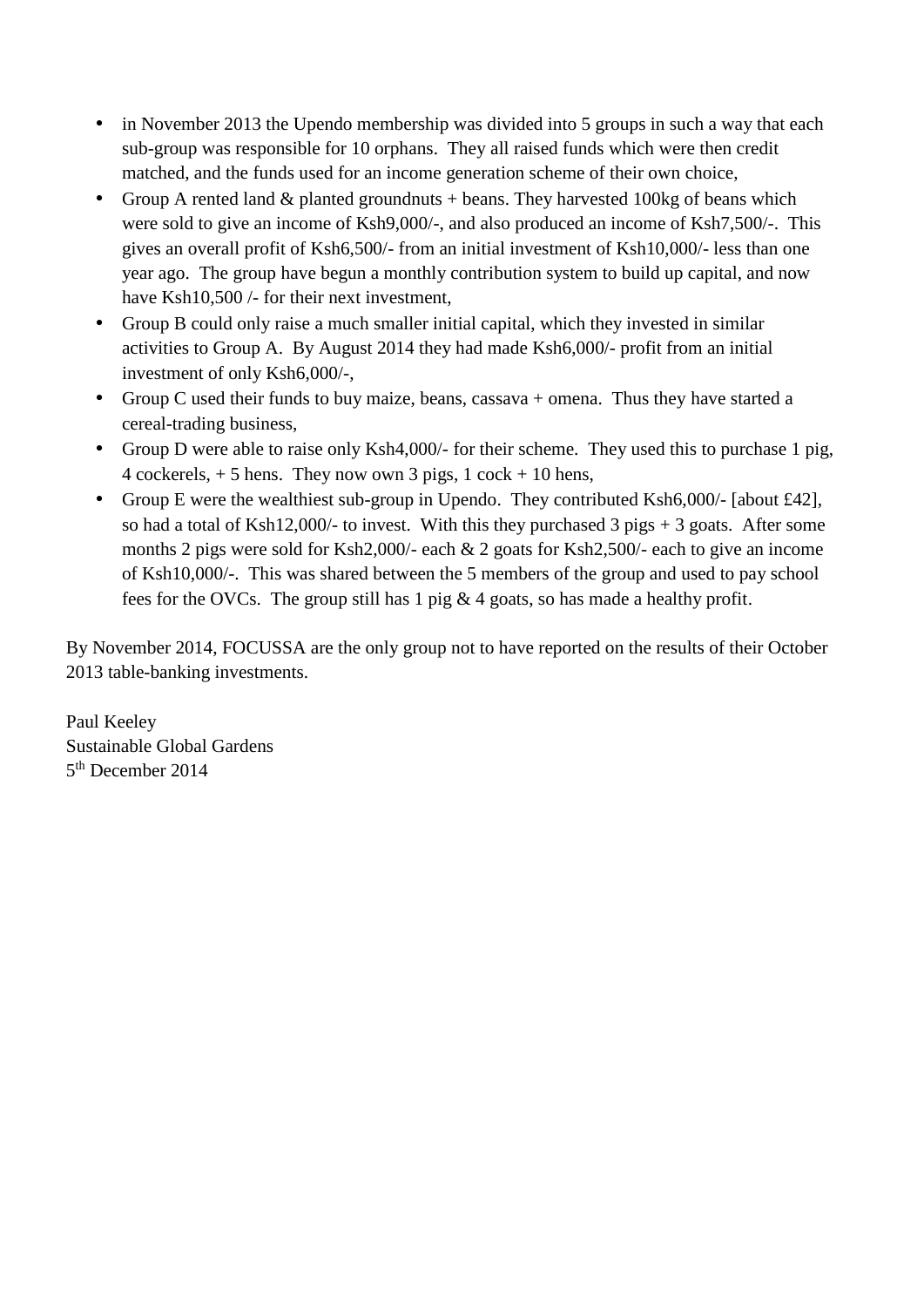- in November 2013 the Upendo membership was divided into 5 groups in such a way that each sub-group was responsible for 10 orphans. They all raised funds which were then credit matched, and the funds used for an income generation scheme of their own choice,
- Group A rented land & planted groundnuts + beans. They harvested 100kg of beans which were sold to give an income of Ksh9,000/-, and also produced an income of Ksh7,500/-. This gives an overall profit of Ksh6,500/- from an initial investment of Ksh10,000/- less than one year ago. The group have begun a monthly contribution system to build up capital, and now have Ksh10,500 /- for their next investment,
- Group B could only raise a much smaller initial capital, which they invested in similar activities to Group A. By August 2014 they had made Ksh6,000/- profit from an initial investment of only Ksh6,000/-,
- Group C used their funds to buy maize, beans, cassava + omena. Thus they have started a cereal-trading business,
- Group D were able to raise only Ksh4,000/- for their scheme. They used this to purchase 1 pig, 4 cockerels, + 5 hens. They now own 3 pigs, 1 cock + 10 hens,
- Group E were the wealthiest sub-group in Upendo. They contributed Ksh6,000/- [about £42], so had a total of Ksh12,000/- to invest. With this they purchased 3 pigs + 3 goats. After some months 2 pigs were sold for Ksh2,000/- each & 2 goats for Ksh2,500/- each to give an income of Ksh10,000/-. This was shared between the 5 members of the group and used to pay school fees for the OVCs. The group still has 1 pig & 4 goats, so has made a healthy profit.

By November 2014, FOCUSSA are the only group not to have reported on the results of their October 2013 table-banking investments.

Paul Keeley
Sustainable Global Gardens
5th December 2014